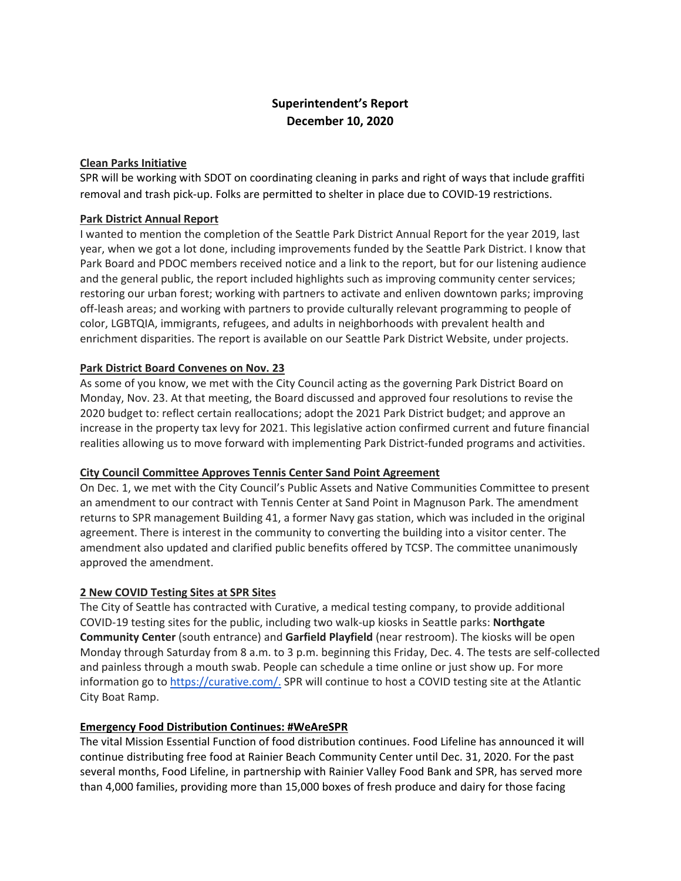# Superintendent's Report
## December 10, 2020

**Clean Parks Initiative**

SPR will be working with SDOT on coordinating cleaning in parks and right of ways that include graffiti removal and trash pick-up. Folks are permitted to shelter in place due to COVID-19 restrictions.

**Park District Annual Report**

I wanted to mention the completion of the Seattle Park District Annual Report for the year 2019, last year, when we got a lot done, including improvements funded by the Seattle Park District. I know that Park Board and PDOC members received notice and a link to the report, but for our listening audience and the general public, the report included highlights such as improving community center services; restoring our urban forest; working with partners to activate and enliven downtown parks; improving off-leash areas; and working with partners to provide culturally relevant programming to people of color, LGBTQIA, immigrants, refugees, and adults in neighborhoods with prevalent health and enrichment disparities. The report is available on our Seattle Park District Website, under projects.

**Park District Board Convenes on Nov. 23**

As some of you know, we met with the City Council acting as the governing Park District Board on Monday, Nov. 23. At that meeting, the Board discussed and approved four resolutions to revise the 2020 budget to: reflect certain reallocations; adopt the 2021 Park District budget; and approve an increase in the property tax levy for 2021. This legislative action confirmed current and future financial realities allowing us to move forward with implementing Park District-funded programs and activities.

**City Council Committee Approves Tennis Center Sand Point Agreement**

On Dec. 1, we met with the City Council's Public Assets and Native Communities Committee to present an amendment to our contract with Tennis Center at Sand Point in Magnuson Park. The amendment returns to SPR management Building 41, a former Navy gas station, which was included in the original agreement. There is interest in the community to converting the building into a visitor center. The amendment also updated and clarified public benefits offered by TCSP. The committee unanimously approved the amendment.

**2 New COVID Testing Sites at SPR Sites**

The City of Seattle has contracted with Curative, a medical testing company, to provide additional COVID-19 testing sites for the public, including two walk-up kiosks in Seattle parks: **Northgate Community Center** (south entrance) and **Garfield Playfield** (near restroom). The kiosks will be open Monday through Saturday from 8 a.m. to 3 p.m. beginning this Friday, Dec. 4. The tests are self-collected and painless through a mouth swab. People can schedule a time online or just show up. For more information go to [https://curative.com/.](https://curative.com/) SPR will continue to host a COVID testing site at the Atlantic City Boat Ramp.

**Emergency Food Distribution Continues: #WeAreSPR**

The vital Mission Essential Function of food distribution continues. Food Lifeline has announced it will continue distributing free food at Rainier Beach Community Center until Dec. 31, 2020. For the past several months, Food Lifeline, in partnership with Rainier Valley Food Bank and SPR, has served more than 4,000 families, providing more than 15,000 boxes of fresh produce and dairy for those facing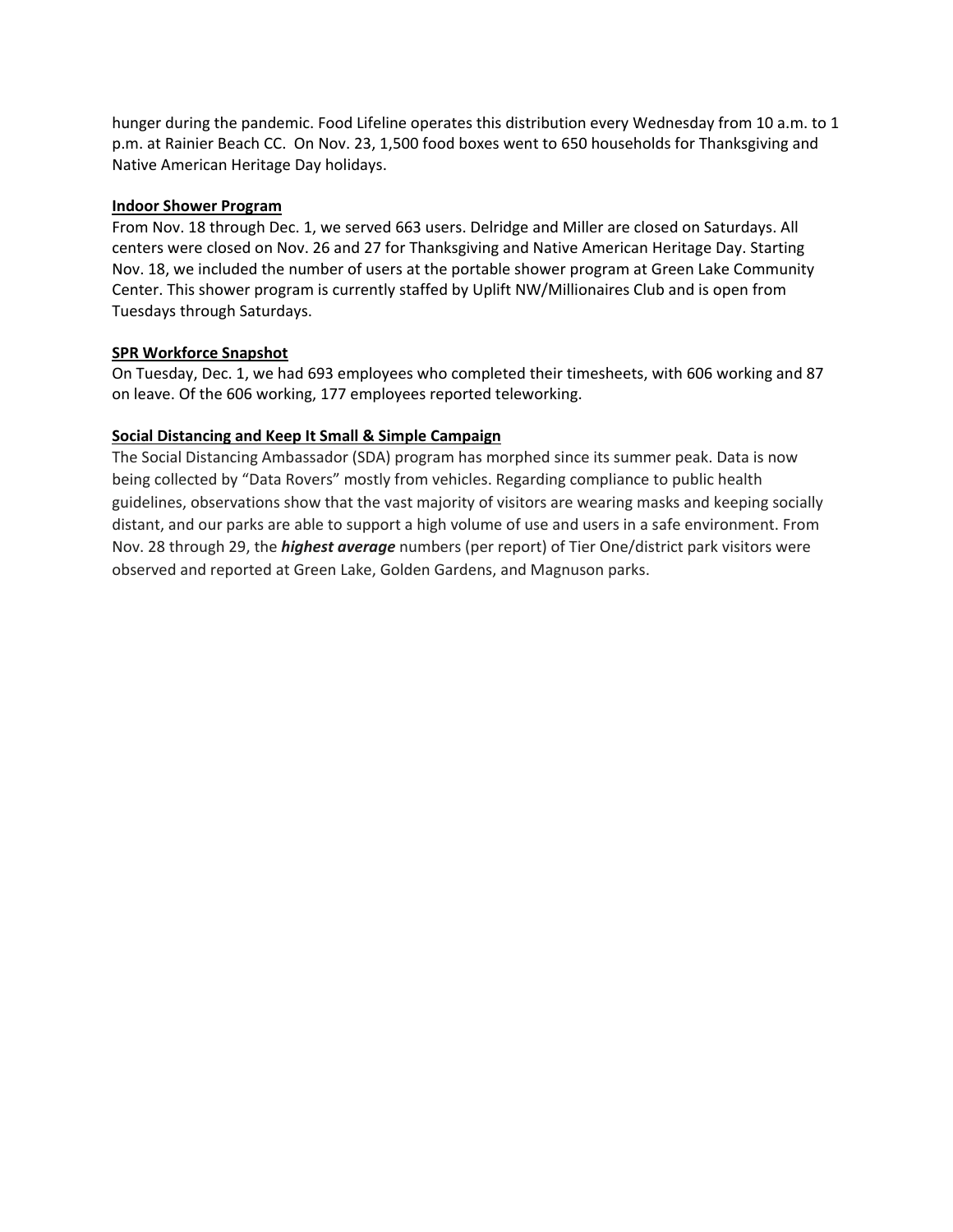hunger during the pandemic. Food Lifeline operates this distribution every Wednesday from 10 a.m. to 1 p.m. at Rainier Beach CC. On Nov. 23, 1,500 food boxes went to 650 households for Thanksgiving and Native American Heritage Day holidays.

**Indoor Shower Program**

From Nov. 18 through Dec. 1, we served 663 users. Delridge and Miller are closed on Saturdays. All centers were closed on Nov. 26 and 27 for Thanksgiving and Native American Heritage Day. Starting Nov. 18, we included the number of users at the portable shower program at Green Lake Community Center. This shower program is currently staffed by Uplift NW/Millionaires Club and is open from Tuesdays through Saturdays.

**SPR Workforce Snapshot**

On Tuesday, Dec. 1, we had 693 employees who completed their timesheets, with 606 working and 87 on leave. Of the 606 working, 177 employees reported teleworking.

**Social Distancing and Keep It Small & Simple Campaign**

The Social Distancing Ambassador (SDA) program has morphed since its summer peak. Data is now being collected by "Data Rovers" mostly from vehicles. Regarding compliance to public health guidelines, observations show that the vast majority of visitors are wearing masks and keeping socially distant, and our parks are able to support a high volume of use and users in a safe environment. From Nov. 28 through 29, the ***highest average*** numbers (per report) of Tier One/district park visitors were observed and reported at Green Lake, Golden Gardens, and Magnuson parks.